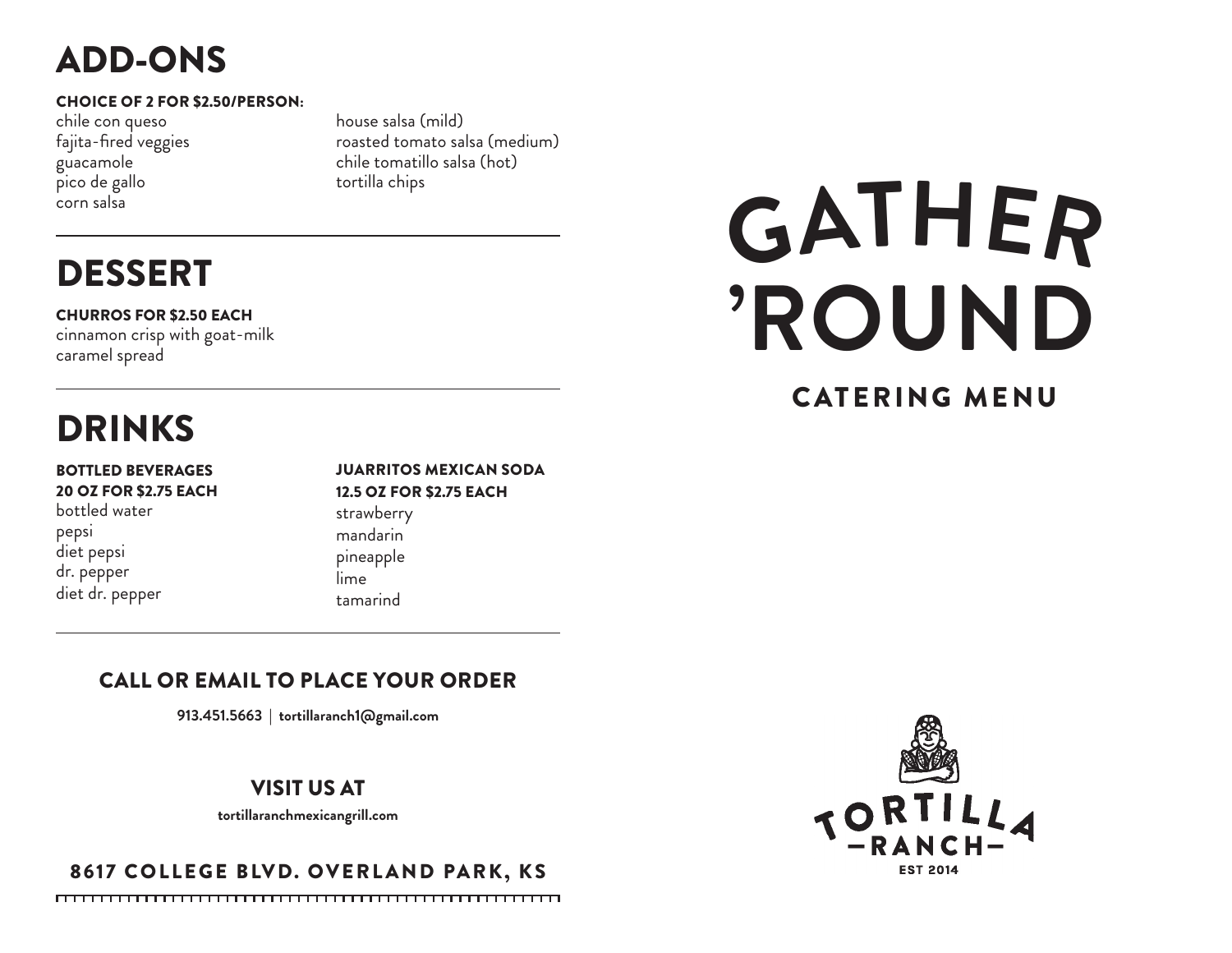## ADD-ONS

**CHOICE OF 2 FOR $2.50/PERSON:**

chile con queso
fajita-fired veggies
guacamole
pico de gallo
corn salsa
house salsa (mild)
roasted tomato salsa (medium)
chile tomatillo salsa (hot)
tortilla chips

---

## DESSERT

**CHURROS FOR $2.50 EACH**

cinnamon crisp with goat-milk caramel spread

---

## DRINKS

**BOTTLED BEVERAGES**
**20 OZ FOR $2.75 EACH**

bottled water
pepsi
diet pepsi
dr. pepper
diet dr. pepper

**JUARRITOS MEXICAN SODA**
**12.5 OZ FOR $2.75 EACH**

strawberry
mandarin
pineapple
lime
tamarind

---

### CALL OR EMAIL TO PLACE YOUR ORDER

**913.451.5663** | **tortillaranch1@gmail.com**

### VISIT US AT

**tortillaranchmexicangrill.com**

### 8617 COLLEGE BLVD. OVERLAND PARK, KS

# GATHER 'ROUND

## CATERING MENU

TORTILLA
—RANCH—
EST 2014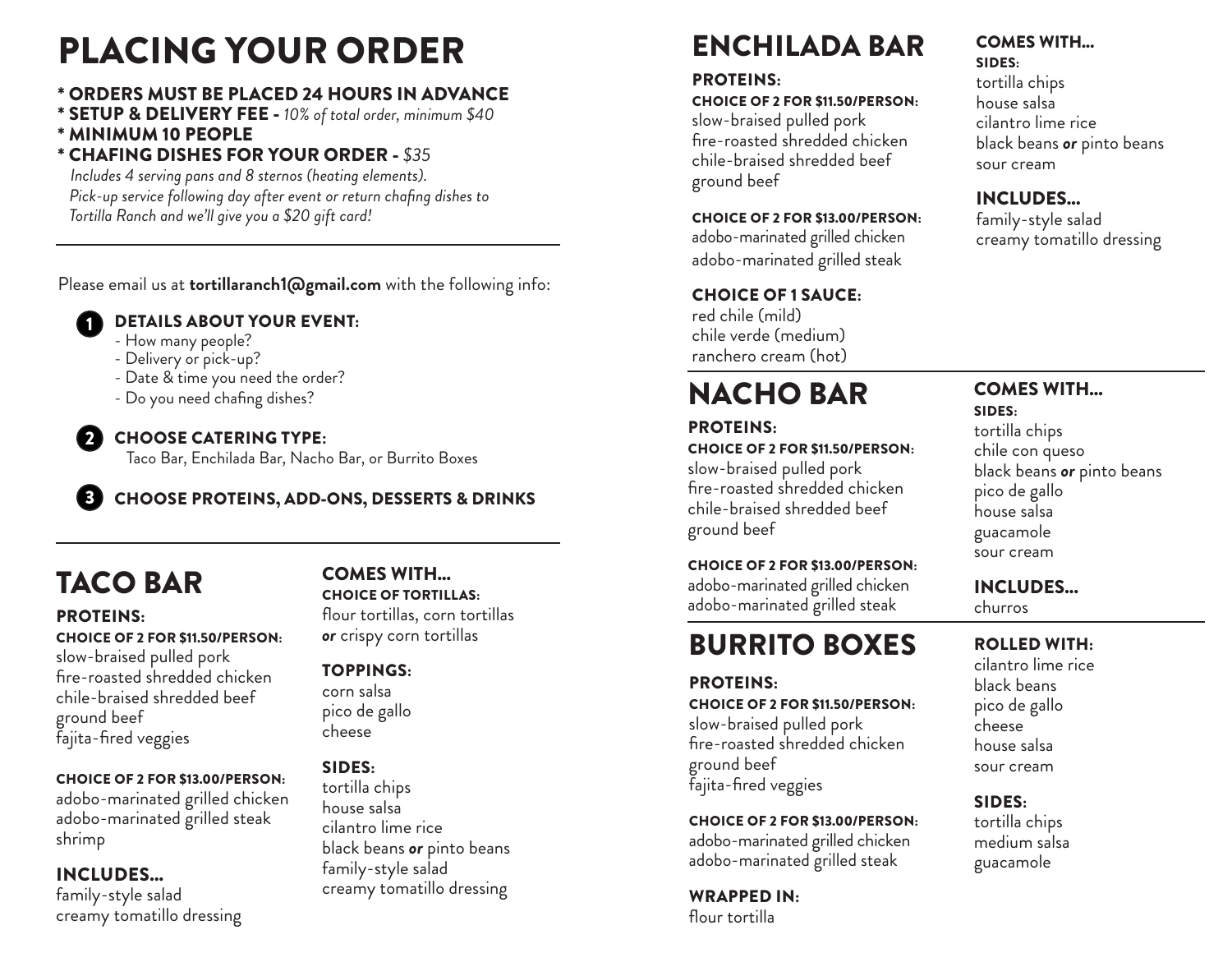# PLACING YOUR ORDER

**\* ORDERS MUST BE PLACED 24 HOURS IN ADVANCE**
**\* SETUP & DELIVERY FEE -** *10% of total order, minimum $40*
**\* MINIMUM 10 PEOPLE**
**\* CHAFING DISHES FOR YOUR ORDER -** *$35*
*Includes 4 serving pans and 8 sternos (heating elements).*
*Pick-up service following day after event or return chafing dishes to Tortilla Ranch and we'll give you a $20 gift card!*

---

Please email us at **tortillaranch1@gmail.com** with the following info:

1. **DETAILS ABOUT YOUR EVENT:**
   - How many people?
   - Delivery or pick-up?
   - Date & time you need the order?
   - Do you need chafing dishes?
2. **CHOOSE CATERING TYPE:**
   Taco Bar, Enchilada Bar, Nacho Bar, or Burrito Boxes
3. **CHOOSE PROTEINS, ADD-ONS, DESSERTS & DRINKS**

---

# TACO BAR

### PROTEINS:

**CHOICE OF 2 FOR $11.50/PERSON:**
slow-braised pulled pork
fire-roasted shredded chicken
chile-braised shredded beef
ground beef
fajita-fired veggies

**CHOICE OF 2 FOR $13.00/PERSON:**
adobo-marinated grilled chicken
adobo-marinated grilled steak
shrimp

### INCLUDES...

family-style salad
creamy tomatillo dressing

### COMES WITH...

**CHOICE OF TORTILLAS:**
flour tortillas, corn tortillas ***or*** crispy corn tortillas

### TOPPINGS:

corn salsa
pico de gallo
cheese

### SIDES:

tortilla chips
house salsa
cilantro lime rice
black beans ***or*** pinto beans
family-style salad
creamy tomatillo dressing

# ENCHILADA BAR

### PROTEINS:

**CHOICE OF 2 FOR $11.50/PERSON:**
slow-braised pulled pork
fire-roasted shredded chicken
chile-braised shredded beef
ground beef

**CHOICE OF 2 FOR $13.00/PERSON:**
adobo-marinated grilled chicken
adobo-marinated grilled steak

### CHOICE OF 1 SAUCE:

red chile (mild)
chile verde (medium)
ranchero cream (hot)

### COMES WITH...

**SIDES:**
tortilla chips
house salsa
cilantro lime rice
black beans ***or*** pinto beans
sour cream

### INCLUDES...

family-style salad
creamy tomatillo dressing

---

# NACHO BAR

### PROTEINS:

**CHOICE OF 2 FOR $11.50/PERSON:**
slow-braised pulled pork
fire-roasted shredded chicken
chile-braised shredded beef
ground beef

**CHOICE OF 2 FOR $13.00/PERSON:**
adobo-marinated grilled chicken
adobo-marinated grilled steak

### COMES WITH...

**SIDES:**
tortilla chips
chile con queso
black beans ***or*** pinto beans
pico de gallo
house salsa
guacamole
sour cream

### INCLUDES...

churros

---

# BURRITO BOXES

### PROTEINS:

**CHOICE OF 2 FOR $11.50/PERSON:**
slow-braised pulled pork
fire-roasted shredded chicken
ground beef
fajita-fired veggies

**CHOICE OF 2 FOR $13.00/PERSON:**
adobo-marinated grilled chicken
adobo-marinated grilled steak

### WRAPPED IN:

flour tortilla

### ROLLED WITH:

cilantro lime rice
black beans
pico de gallo
cheese
house salsa
sour cream

### SIDES:

tortilla chips
medium salsa
guacamole